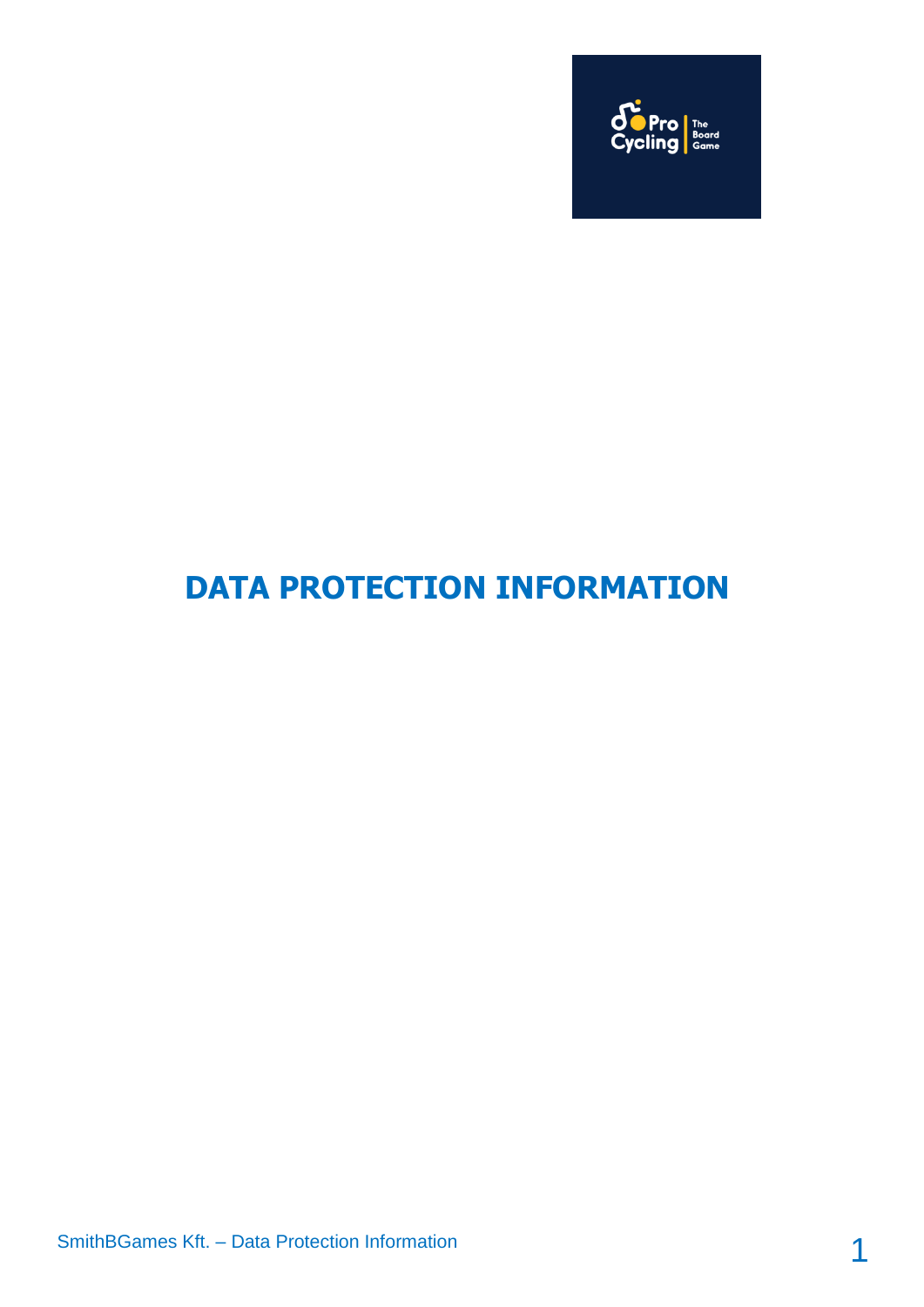# DATA PROTECTION INFORMATION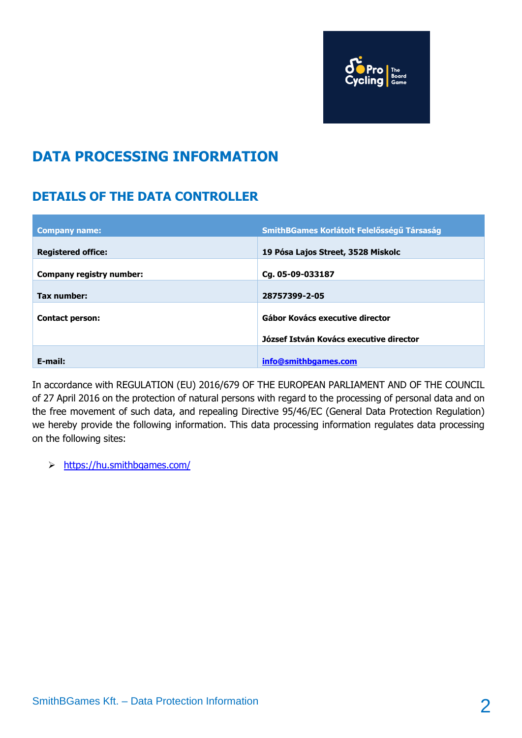# DATA PROCESSING INFORMATION

## DETAILS OF THE DATA CONTROLLER

| **Company name:** | **SmithBGames Korlátolt Felelősségű Társaság** |
|---|---|
| **Registered office:** | **19 Pósa Lajos Street, 3528 Miskolc** |
| **Company registry number:** | **Cg. 05-09-033187** |
| **Tax number:** | **28757399-2-05** |
| **Contact person:** | **Gábor Kovács executive director**<br>**József István Kovács executive director** |
| **E-mail:** | **info@smithbgames.com** |

In accordance with REGULATION (EU) 2016/679 OF THE EUROPEAN PARLIAMENT AND OF THE COUNCIL of 27 April 2016 on the protection of natural persons with regard to the processing of personal data and on the free movement of such data, and repealing Directive 95/46/EC (General Data Protection Regulation) we hereby provide the following information. This data processing information regulates data processing on the following sites:

- https://hu.smithbgames.com/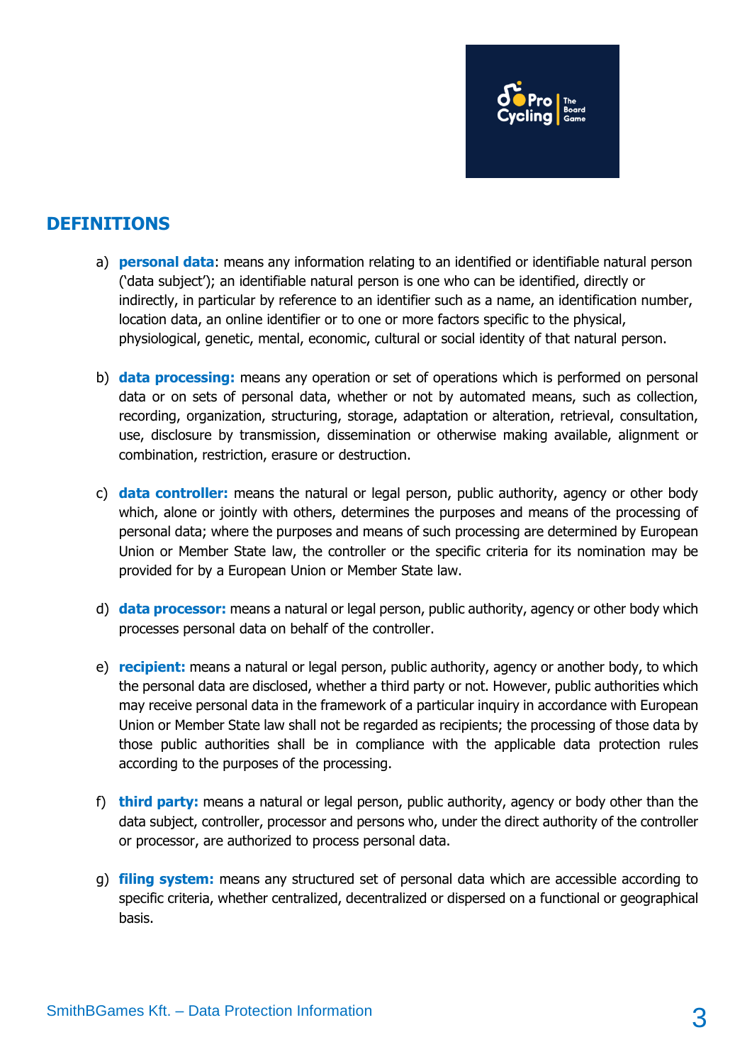## DEFINITIONS

a) **personal data**: means any information relating to an identified or identifiable natural person ('data subject'); an identifiable natural person is one who can be identified, directly or indirectly, in particular by reference to an identifier such as a name, an identification number, location data, an online identifier or to one or more factors specific to the physical, physiological, genetic, mental, economic, cultural or social identity of that natural person.

b) **data processing:** means any operation or set of operations which is performed on personal data or on sets of personal data, whether or not by automated means, such as collection, recording, organization, structuring, storage, adaptation or alteration, retrieval, consultation, use, disclosure by transmission, dissemination or otherwise making available, alignment or combination, restriction, erasure or destruction.

c) **data controller:** means the natural or legal person, public authority, agency or other body which, alone or jointly with others, determines the purposes and means of the processing of personal data; where the purposes and means of such processing are determined by European Union or Member State law, the controller or the specific criteria for its nomination may be provided for by a European Union or Member State law.

d) **data processor:** means a natural or legal person, public authority, agency or other body which processes personal data on behalf of the controller.

e) **recipient:** means a natural or legal person, public authority, agency or another body, to which the personal data are disclosed, whether a third party or not. However, public authorities which may receive personal data in the framework of a particular inquiry in accordance with European Union or Member State law shall not be regarded as recipients; the processing of those data by those public authorities shall be in compliance with the applicable data protection rules according to the purposes of the processing.

f) **third party:** means a natural or legal person, public authority, agency or body other than the data subject, controller, processor and persons who, under the direct authority of the controller or processor, are authorized to process personal data.

g) **filing system:** means any structured set of personal data which are accessible according to specific criteria, whether centralized, decentralized or dispersed on a functional or geographical basis.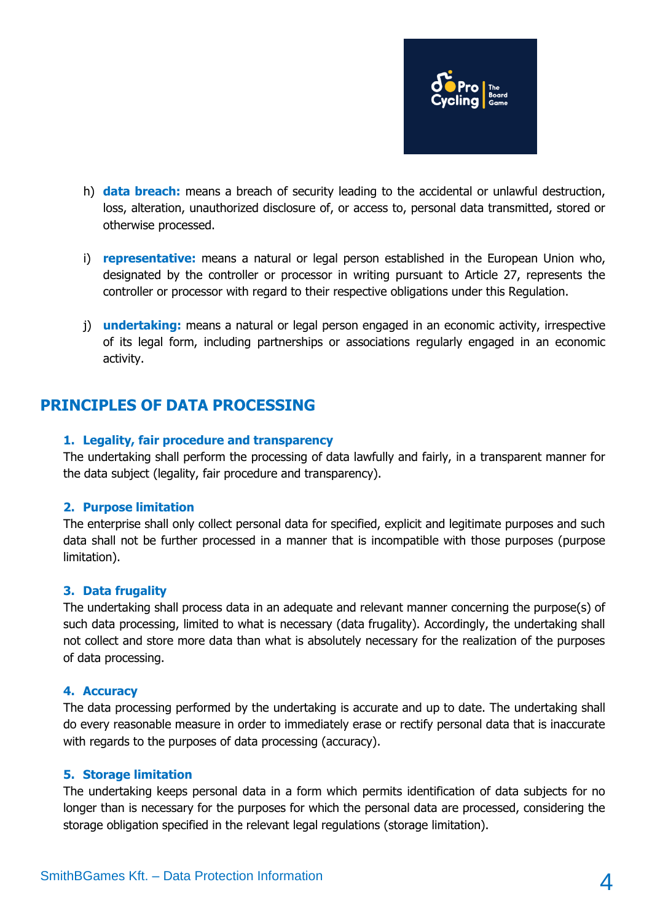h) **data breach:** means a breach of security leading to the accidental or unlawful destruction, loss, alteration, unauthorized disclosure of, or access to, personal data transmitted, stored or otherwise processed.

i) **representative:** means a natural or legal person established in the European Union who, designated by the controller or processor in writing pursuant to Article 27, represents the controller or processor with regard to their respective obligations under this Regulation.

j) **undertaking:** means a natural or legal person engaged in an economic activity, irrespective of its legal form, including partnerships or associations regularly engaged in an economic activity.

## PRINCIPLES OF DATA PROCESSING

### 1. Legality, fair procedure and transparency

The undertaking shall perform the processing of data lawfully and fairly, in a transparent manner for the data subject (legality, fair procedure and transparency).

### 2. Purpose limitation

The enterprise shall only collect personal data for specified, explicit and legitimate purposes and such data shall not be further processed in a manner that is incompatible with those purposes (purpose limitation).

### 3. Data frugality

The undertaking shall process data in an adequate and relevant manner concerning the purpose(s) of such data processing, limited to what is necessary (data frugality). Accordingly, the undertaking shall not collect and store more data than what is absolutely necessary for the realization of the purposes of data processing.

### 4. Accuracy

The data processing performed by the undertaking is accurate and up to date. The undertaking shall do every reasonable measure in order to immediately erase or rectify personal data that is inaccurate with regards to the purposes of data processing (accuracy).

### 5. Storage limitation

The undertaking keeps personal data in a form which permits identification of data subjects for no longer than is necessary for the purposes for which the personal data are processed, considering the storage obligation specified in the relevant legal regulations (storage limitation).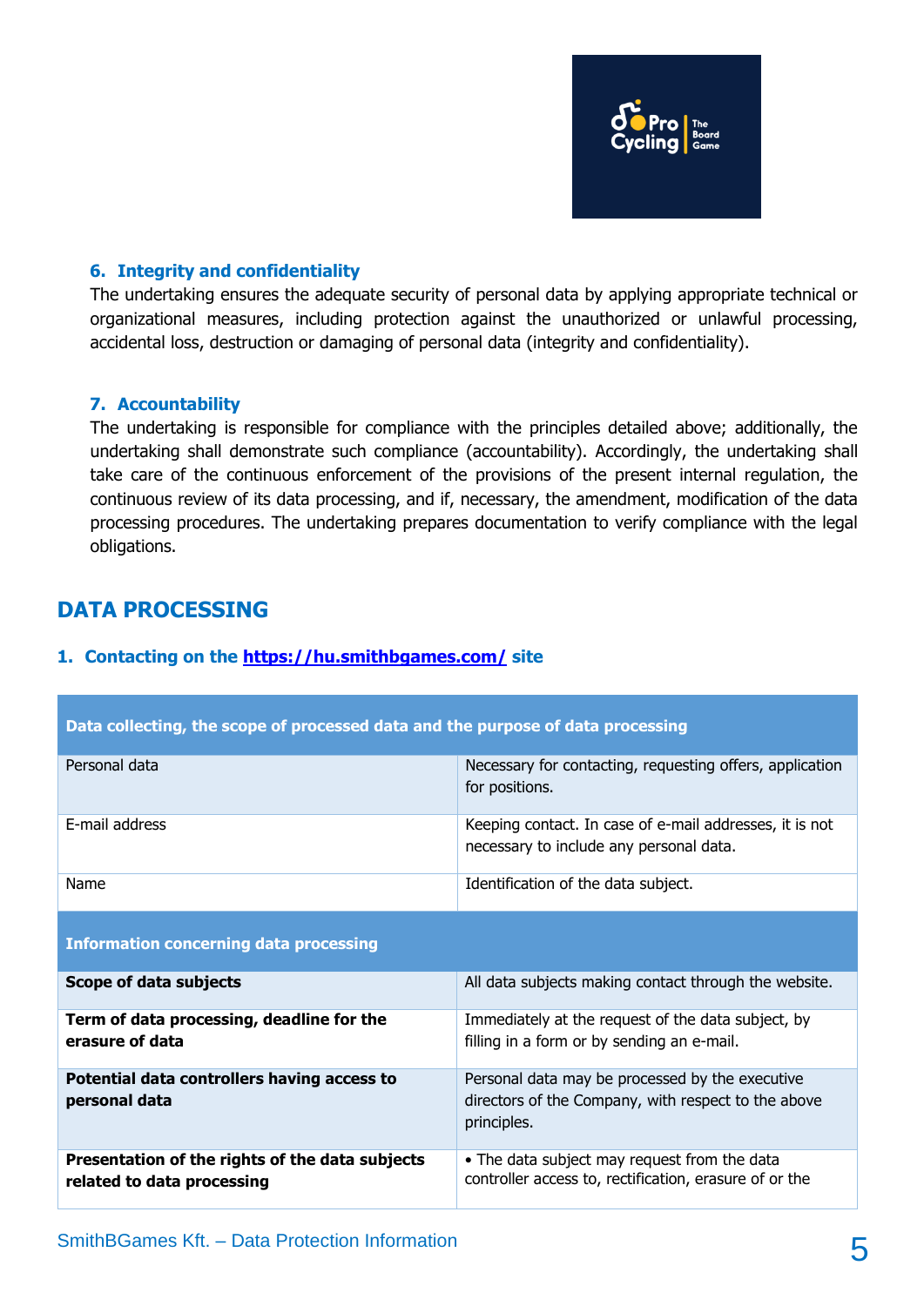### 6. Integrity and confidentiality

The undertaking ensures the adequate security of personal data by applying appropriate technical or organizational measures, including protection against the unauthorized or unlawful processing, accidental loss, destruction or damaging of personal data (integrity and confidentiality).

### 7. Accountability

The undertaking is responsible for compliance with the principles detailed above; additionally, the undertaking shall demonstrate such compliance (accountability). Accordingly, the undertaking shall take care of the continuous enforcement of the provisions of the present internal regulation, the continuous review of its data processing, and if, necessary, the amendment, modification of the data processing procedures. The undertaking prepares documentation to verify compliance with the legal obligations.

## DATA PROCESSING

### 1. Contacting on the https://hu.smithbgames.com/ site

| Data collecting, the scope of processed data and the purpose of data processing | |
|---|---|
| Personal data | Necessary for contacting, requesting offers, application for positions. |
| E-mail address | Keeping contact. In case of e-mail addresses, it is not necessary to include any personal data. |
| Name | Identification of the data subject. |
| **Information concerning data processing** | |
| **Scope of data subjects** | All data subjects making contact through the website. |
| **Term of data processing, deadline for the erasure of data** | Immediately at the request of the data subject, by filling in a form or by sending an e-mail. |
| **Potential data controllers having access to personal data** | Personal data may be processed by the executive directors of the Company, with respect to the above principles. |
| **Presentation of the rights of the data subjects related to data processing** | • The data subject may request from the data controller access to, rectification, erasure of or the |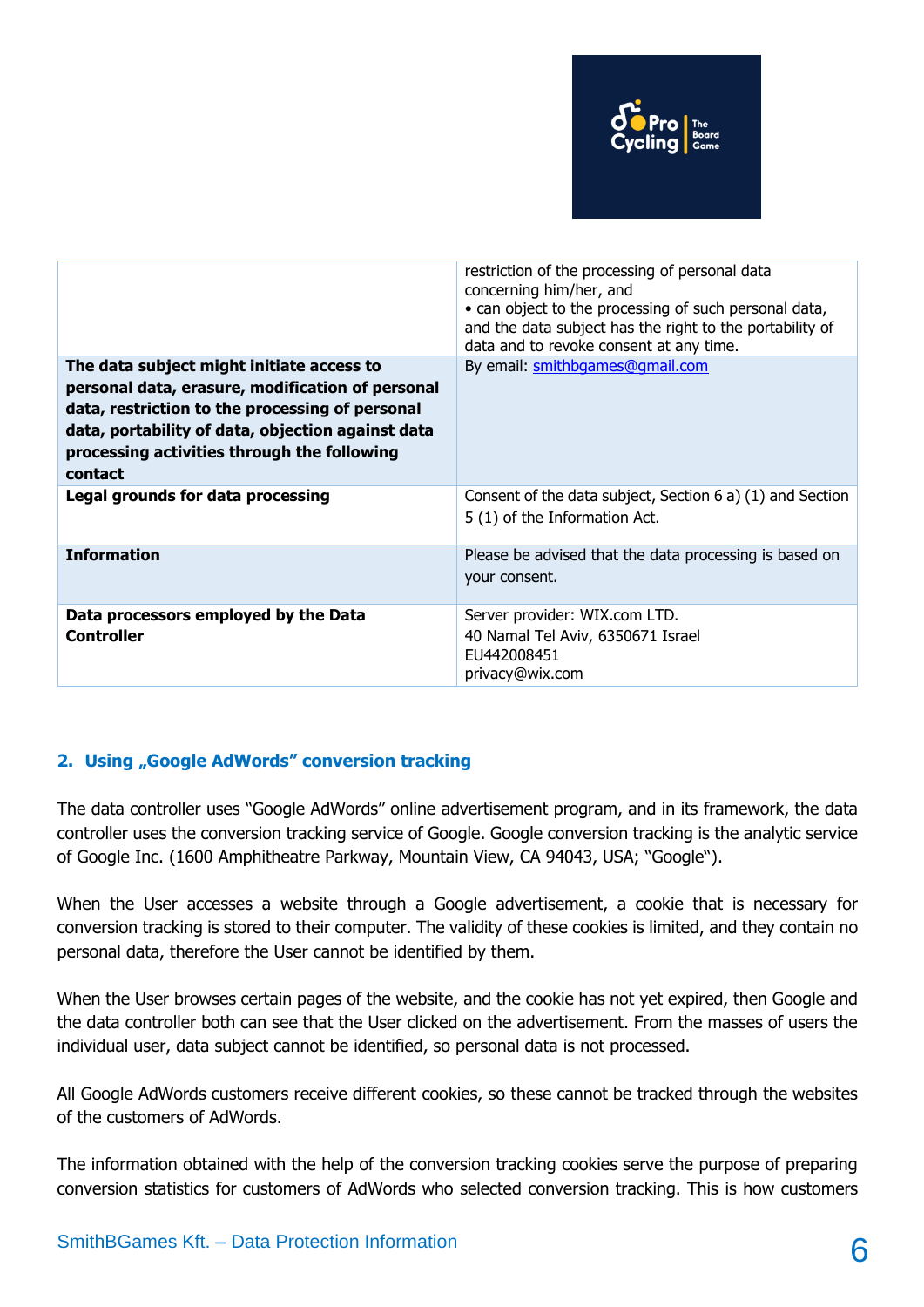| | |
|---|---|
| | restriction of the processing of personal data concerning him/her, and<br>• can object to the processing of such personal data, and the data subject has the right to the portability of data and to revoke consent at any time. |
| **The data subject might initiate access to personal data, erasure, modification of personal data, restriction to the processing of personal data, portability of data, objection against data processing activities through the following contact** | By email: smithbgames@gmail.com |
| **Legal grounds for data processing** | Consent of the data subject, Section 6 a) (1) and Section 5 (1) of the Information Act. |
| **Information** | Please be advised that the data processing is based on your consent. |
| **Data processors employed by the Data Controller** | Server provider: WIX.com LTD.<br>40 Namal Tel Aviv, 6350671 Israel<br>EU442008451<br>privacy@wix.com |

## 2. Using „Google AdWords" conversion tracking

The data controller uses "Google AdWords" online advertisement program, and in its framework, the data controller uses the conversion tracking service of Google. Google conversion tracking is the analytic service of Google Inc. (1600 Amphitheatre Parkway, Mountain View, CA 94043, USA; "Google").

When the User accesses a website through a Google advertisement, a cookie that is necessary for conversion tracking is stored to their computer. The validity of these cookies is limited, and they contain no personal data, therefore the User cannot be identified by them.

When the User browses certain pages of the website, and the cookie has not yet expired, then Google and the data controller both can see that the User clicked on the advertisement. From the masses of users the individual user, data subject cannot be identified, so personal data is not processed.

All Google AdWords customers receive different cookies, so these cannot be tracked through the websites of the customers of AdWords.

The information obtained with the help of the conversion tracking cookies serve the purpose of preparing conversion statistics for customers of AdWords who selected conversion tracking. This is how customers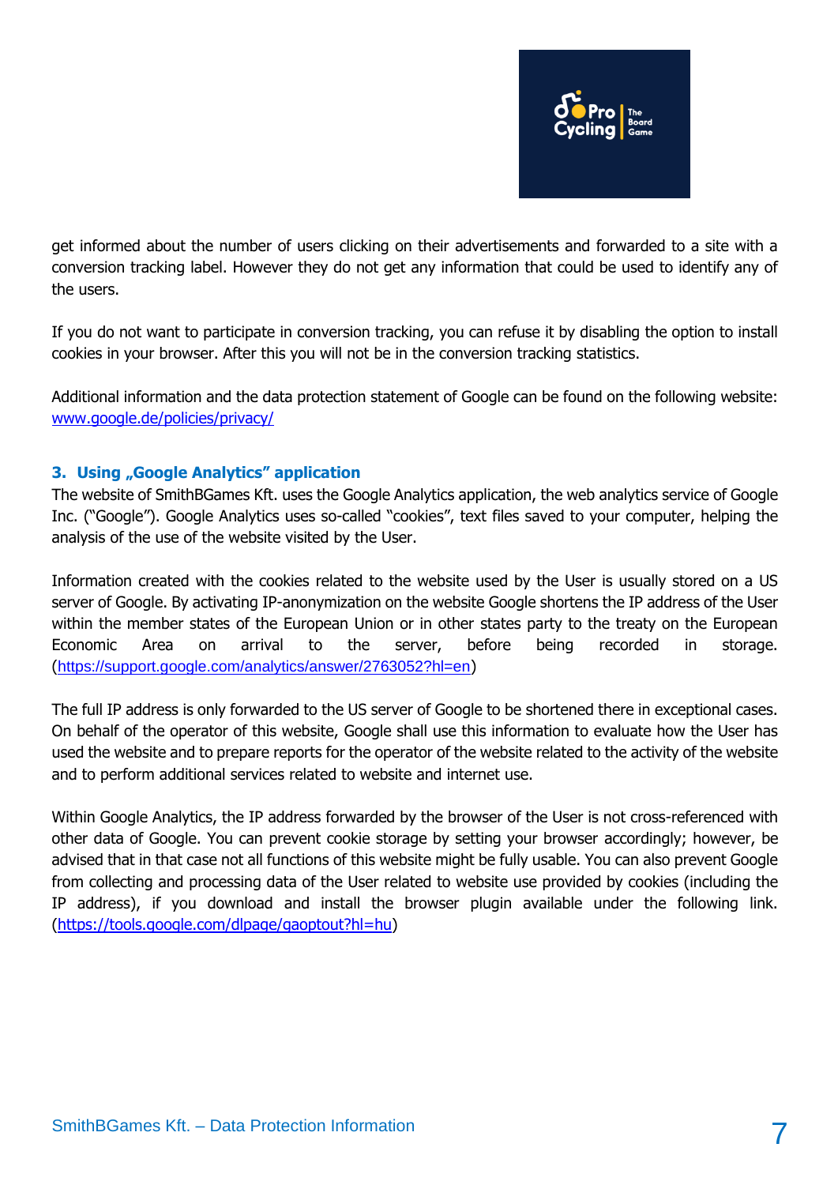get informed about the number of users clicking on their advertisements and forwarded to a site with a conversion tracking label. However they do not get any information that could be used to identify any of the users.

If you do not want to participate in conversion tracking, you can refuse it by disabling the option to install cookies in your browser. After this you will not be in the conversion tracking statistics.

Additional information and the data protection statement of Google can be found on the following website: www.google.de/policies/privacy/

### 3. Using „Google Analytics" application

The website of SmithBGames Kft. uses the Google Analytics application, the web analytics service of Google Inc. ("Google"). Google Analytics uses so-called "cookies", text files saved to your computer, helping the analysis of the use of the website visited by the User.

Information created with the cookies related to the website used by the User is usually stored on a US server of Google. By activating IP-anonymization on the website Google shortens the IP address of the User within the member states of the European Union or in other states party to the treaty on the European Economic Area on arrival to the server, before being recorded in storage. (https://support.google.com/analytics/answer/2763052?hl=en)

The full IP address is only forwarded to the US server of Google to be shortened there in exceptional cases. On behalf of the operator of this website, Google shall use this information to evaluate how the User has used the website and to prepare reports for the operator of the website related to the activity of the website and to perform additional services related to website and internet use.

Within Google Analytics, the IP address forwarded by the browser of the User is not cross-referenced with other data of Google. You can prevent cookie storage by setting your browser accordingly; however, be advised that in that case not all functions of this website might be fully usable. You can also prevent Google from collecting and processing data of the User related to website use provided by cookies (including the IP address), if you download and install the browser plugin available under the following link. (https://tools.google.com/dlpage/gaoptout?hl=hu)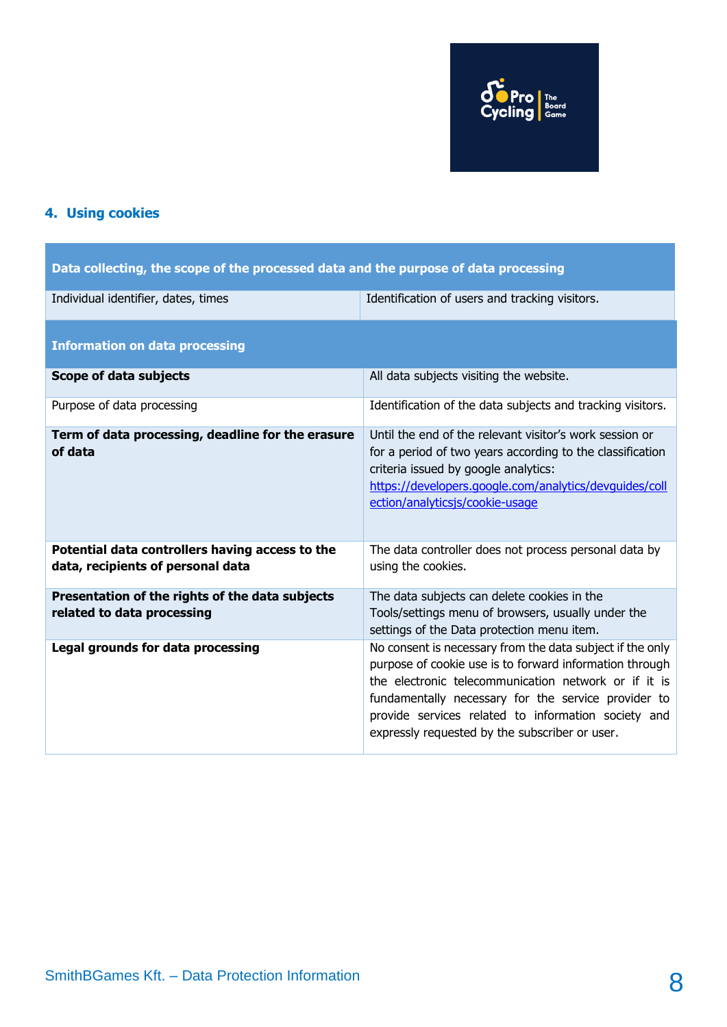## 4. Using cookies

| Data collecting, the scope of the processed data and the purpose of data processing | |
|---|---|
| Individual identifier, dates, times | Identification of users and tracking visitors. |

| Information on data processing | |
|---|---|
| **Scope of data subjects** | All data subjects visiting the website. |
| Purpose of data processing | Identification of the data subjects and tracking visitors. |
| **Term of data processing, deadline for the erasure of data** | Until the end of the relevant visitor's work session or for a period of two years according to the classification criteria issued by google analytics: https://developers.google.com/analytics/devguides/collection/analyticsjs/cookie-usage |
| **Potential data controllers having access to the data, recipients of personal data** | The data controller does not process personal data by using the cookies. |
| **Presentation of the rights of the data subjects related to data processing** | The data subjects can delete cookies in the Tools/settings menu of browsers, usually under the settings of the Data protection menu item. |
| **Legal grounds for data processing** | No consent is necessary from the data subject if the only purpose of cookie use is to forward information through the electronic telecommunication network or if it is fundamentally necessary for the service provider to provide services related to information society and expressly requested by the subscriber or user. |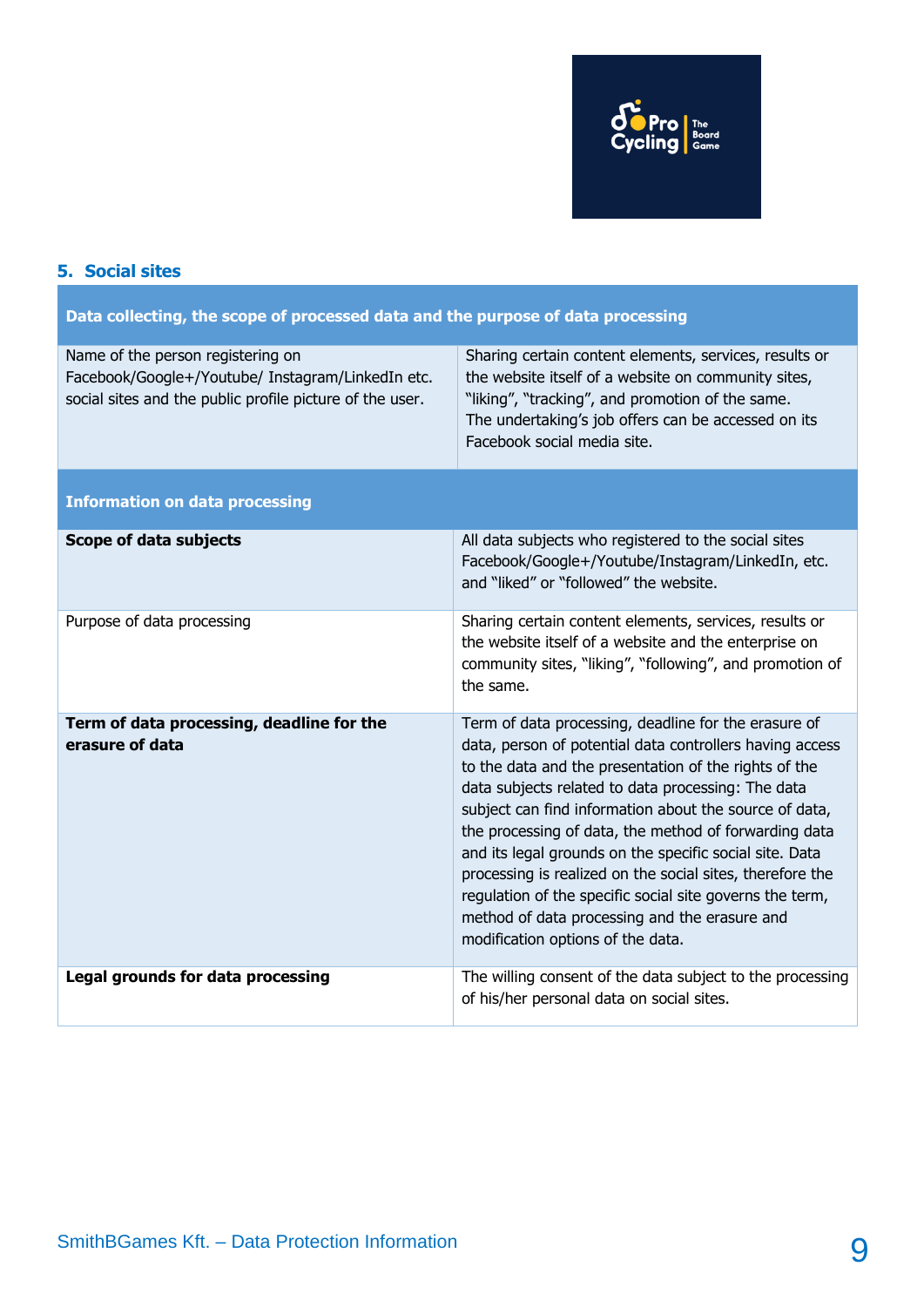## 5. Social sites

| Data collecting, the scope of processed data and the purpose of data processing | |
|---|---|
| Name of the person registering on Facebook/Google+/Youtube/ Instagram/LinkedIn etc. social sites and the public profile picture of the user. | Sharing certain content elements, services, results or the website itself of a website on community sites, "liking", "tracking", and promotion of the same. The undertaking's job offers can be accessed on its Facebook social media site. |

| Information on data processing | |
|---|---|
| **Scope of data subjects** | All data subjects who registered to the social sites Facebook/Google+/Youtube/Instagram/LinkedIn, etc. and "liked" or "followed" the website. |
| Purpose of data processing | Sharing certain content elements, services, results or the website itself of a website and the enterprise on community sites, "liking", "following", and promotion of the same. |
| **Term of data processing, deadline for the erasure of data** | Term of data processing, deadline for the erasure of data, person of potential data controllers having access to the data and the presentation of the rights of the data subjects related to data processing: The data subject can find information about the source of data, the processing of data, the method of forwarding data and its legal grounds on the specific social site. Data processing is realized on the social sites, therefore the regulation of the specific social site governs the term, method of data processing and the erasure and modification options of the data. |
| **Legal grounds for data processing** | The willing consent of the data subject to the processing of his/her personal data on social sites. |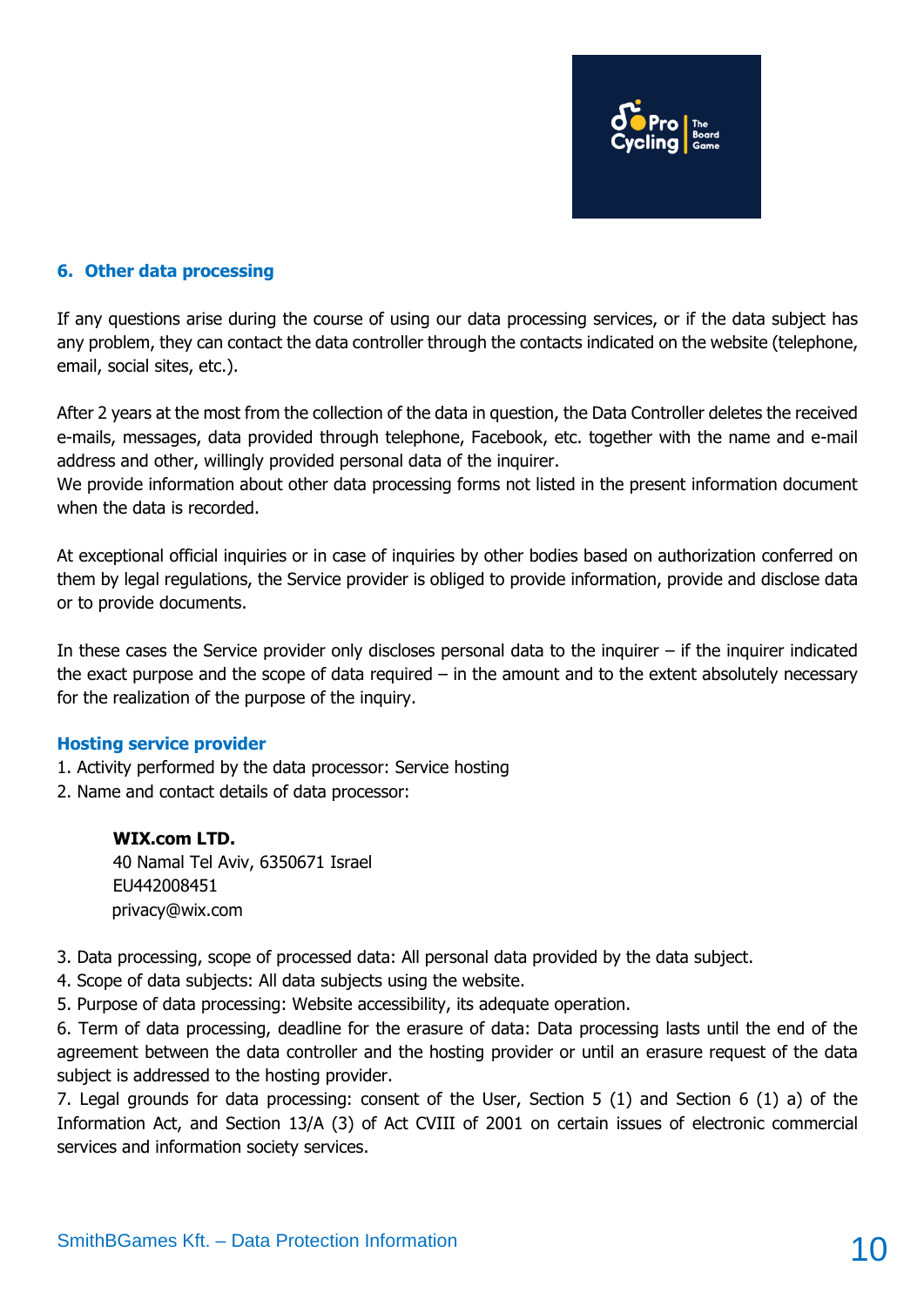## 6. Other data processing

If any questions arise during the course of using our data processing services, or if the data subject has any problem, they can contact the data controller through the contacts indicated on the website (telephone, email, social sites, etc.).

After 2 years at the most from the collection of the data in question, the Data Controller deletes the received e-mails, messages, data provided through telephone, Facebook, etc. together with the name and e-mail address and other, willingly provided personal data of the inquirer.
We provide information about other data processing forms not listed in the present information document when the data is recorded.

At exceptional official inquiries or in case of inquiries by other bodies based on authorization conferred on them by legal regulations, the Service provider is obliged to provide information, provide and disclose data or to provide documents.

In these cases the Service provider only discloses personal data to the inquirer – if the inquirer indicated the exact purpose and the scope of data required – in the amount and to the extent absolutely necessary for the realization of the purpose of the inquiry.

### Hosting service provider

1. Activity performed by the data processor: Service hosting
2. Name and contact details of data processor:

    **WIX.com LTD.**
    40 Namal Tel Aviv, 6350671 Israel
    EU442008451
    privacy@wix.com

3. Data processing, scope of processed data: All personal data provided by the data subject.
4. Scope of data subjects: All data subjects using the website.
5. Purpose of data processing: Website accessibility, its adequate operation.
6. Term of data processing, deadline for the erasure of data: Data processing lasts until the end of the agreement between the data controller and the hosting provider or until an erasure request of the data subject is addressed to the hosting provider.
7. Legal grounds for data processing: consent of the User, Section 5 (1) and Section 6 (1) a) of the Information Act, and Section 13/A (3) of Act CVIII of 2001 on certain issues of electronic commercial services and information society services.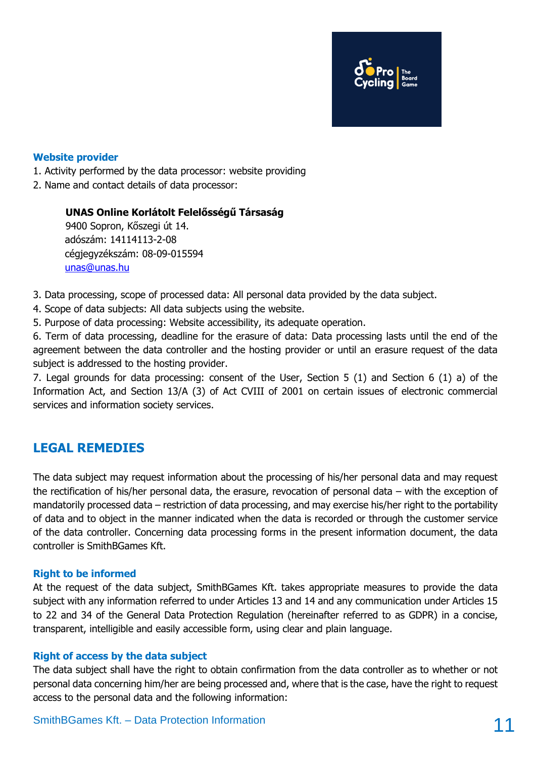### Website provider

1. Activity performed by the data processor: website providing
2. Name and contact details of data processor:

> **UNAS Online Korlátolt Felelősségű Társaság**
> 9400 Sopron, Kőszegi út 14.
> adószám: 14114113-2-08
> cégjegyzékszám: 08-09-015594
> unas@unas.hu

3. Data processing, scope of processed data: All personal data provided by the data subject.
4. Scope of data subjects: All data subjects using the website.
5. Purpose of data processing: Website accessibility, its adequate operation.
6. Term of data processing, deadline for the erasure of data: Data processing lasts until the end of the agreement between the data controller and the hosting provider or until an erasure request of the data subject is addressed to the hosting provider.
7. Legal grounds for data processing: consent of the User, Section 5 (1) and Section 6 (1) a) of the Information Act, and Section 13/A (3) of Act CVIII of 2001 on certain issues of electronic commercial services and information society services.

## LEGAL REMEDIES

The data subject may request information about the processing of his/her personal data and may request the rectification of his/her personal data, the erasure, revocation of personal data – with the exception of mandatorily processed data – restriction of data processing, and may exercise his/her right to the portability of data and to object in the manner indicated when the data is recorded or through the customer service of the data controller. Concerning data processing forms in the present information document, the data controller is SmithBGames Kft.

### Right to be informed

At the request of the data subject, SmithBGames Kft. takes appropriate measures to provide the data subject with any information referred to under Articles 13 and 14 and any communication under Articles 15 to 22 and 34 of the General Data Protection Regulation (hereinafter referred to as GDPR) in a concise, transparent, intelligible and easily accessible form, using clear and plain language.

### Right of access by the data subject

The data subject shall have the right to obtain confirmation from the data controller as to whether or not personal data concerning him/her are being processed and, where that is the case, have the right to request access to the personal data and the following information: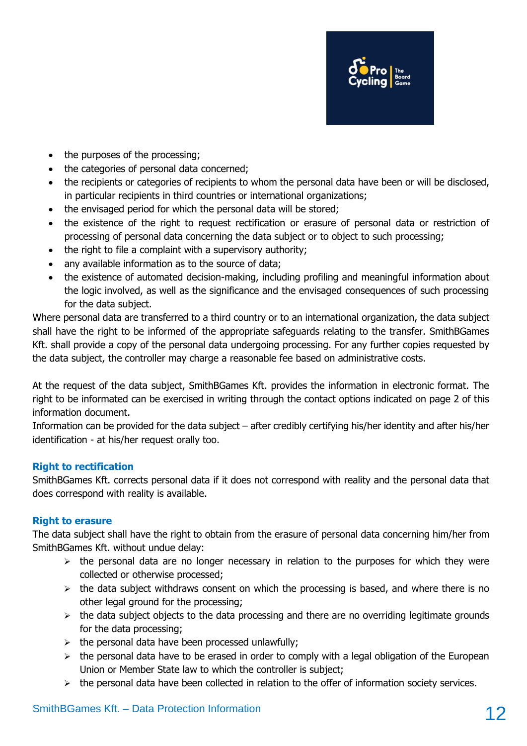- the purposes of the processing;
- the categories of personal data concerned;
- the recipients or categories of recipients to whom the personal data have been or will be disclosed, in particular recipients in third countries or international organizations;
- the envisaged period for which the personal data will be stored;
- the existence of the right to request rectification or erasure of personal data or restriction of processing of personal data concerning the data subject or to object to such processing;
- the right to file a complaint with a supervisory authority;
- any available information as to the source of data;
- the existence of automated decision-making, including profiling and meaningful information about the logic involved, as well as the significance and the envisaged consequences of such processing for the data subject.

Where personal data are transferred to a third country or to an international organization, the data subject shall have the right to be informed of the appropriate safeguards relating to the transfer. SmithBGames Kft. shall provide a copy of the personal data undergoing processing. For any further copies requested by the data subject, the controller may charge a reasonable fee based on administrative costs.

At the request of the data subject, SmithBGames Kft. provides the information in electronic format. The right to be informated can be exercised in writing through the contact options indicated on page 2 of this information document.
Information can be provided for the data subject – after credibly certifying his/her identity and after his/her identification - at his/her request orally too.

### Right to rectification

SmithBGames Kft. corrects personal data if it does not correspond with reality and the personal data that does correspond with reality is available.

### Right to erasure

The data subject shall have the right to obtain from the erasure of personal data concerning him/her from SmithBGames Kft. without undue delay:

- the personal data are no longer necessary in relation to the purposes for which they were collected or otherwise processed;
- the data subject withdraws consent on which the processing is based, and where there is no other legal ground for the processing;
- the data subject objects to the data processing and there are no overriding legitimate grounds for the data processing;
- the personal data have been processed unlawfully;
- the personal data have to be erased in order to comply with a legal obligation of the European Union or Member State law to which the controller is subject;
- the personal data have been collected in relation to the offer of information society services.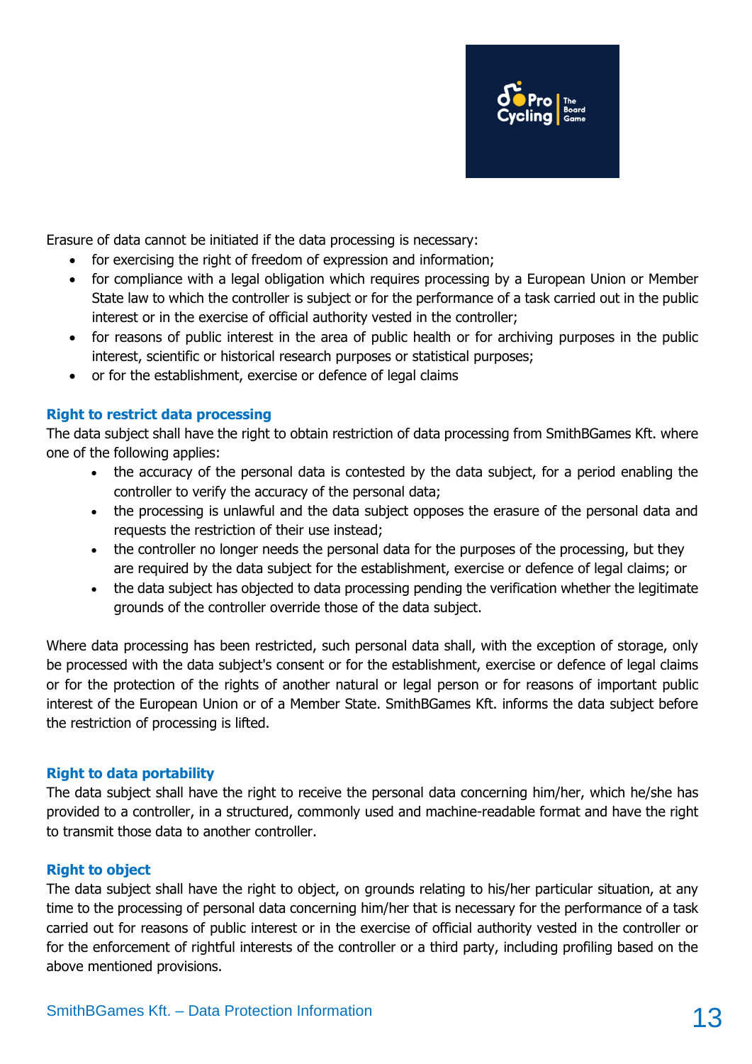Erasure of data cannot be initiated if the data processing is necessary:

- for exercising the right of freedom of expression and information;
- for compliance with a legal obligation which requires processing by a European Union or Member State law to which the controller is subject or for the performance of a task carried out in the public interest or in the exercise of official authority vested in the controller;
- for reasons of public interest in the area of public health or for archiving purposes in the public interest, scientific or historical research purposes or statistical purposes;
- or for the establishment, exercise or defence of legal claims

### Right to restrict data processing

The data subject shall have the right to obtain restriction of data processing from SmithBGames Kft. where one of the following applies:

- the accuracy of the personal data is contested by the data subject, for a period enabling the controller to verify the accuracy of the personal data;
- the processing is unlawful and the data subject opposes the erasure of the personal data and requests the restriction of their use instead;
- the controller no longer needs the personal data for the purposes of the processing, but they are required by the data subject for the establishment, exercise or defence of legal claims; or
- the data subject has objected to data processing pending the verification whether the legitimate grounds of the controller override those of the data subject.

Where data processing has been restricted, such personal data shall, with the exception of storage, only be processed with the data subject's consent or for the establishment, exercise or defence of legal claims or for the protection of the rights of another natural or legal person or for reasons of important public interest of the European Union or of a Member State. SmithBGames Kft. informs the data subject before the restriction of processing is lifted.

### Right to data portability

The data subject shall have the right to receive the personal data concerning him/her, which he/she has provided to a controller, in a structured, commonly used and machine-readable format and have the right to transmit those data to another controller.

### Right to object

The data subject shall have the right to object, on grounds relating to his/her particular situation, at any time to the processing of personal data concerning him/her that is necessary for the performance of a task carried out for reasons of public interest or in the exercise of official authority vested in the controller or for the enforcement of rightful interests of the controller or a third party, including profiling based on the above mentioned provisions.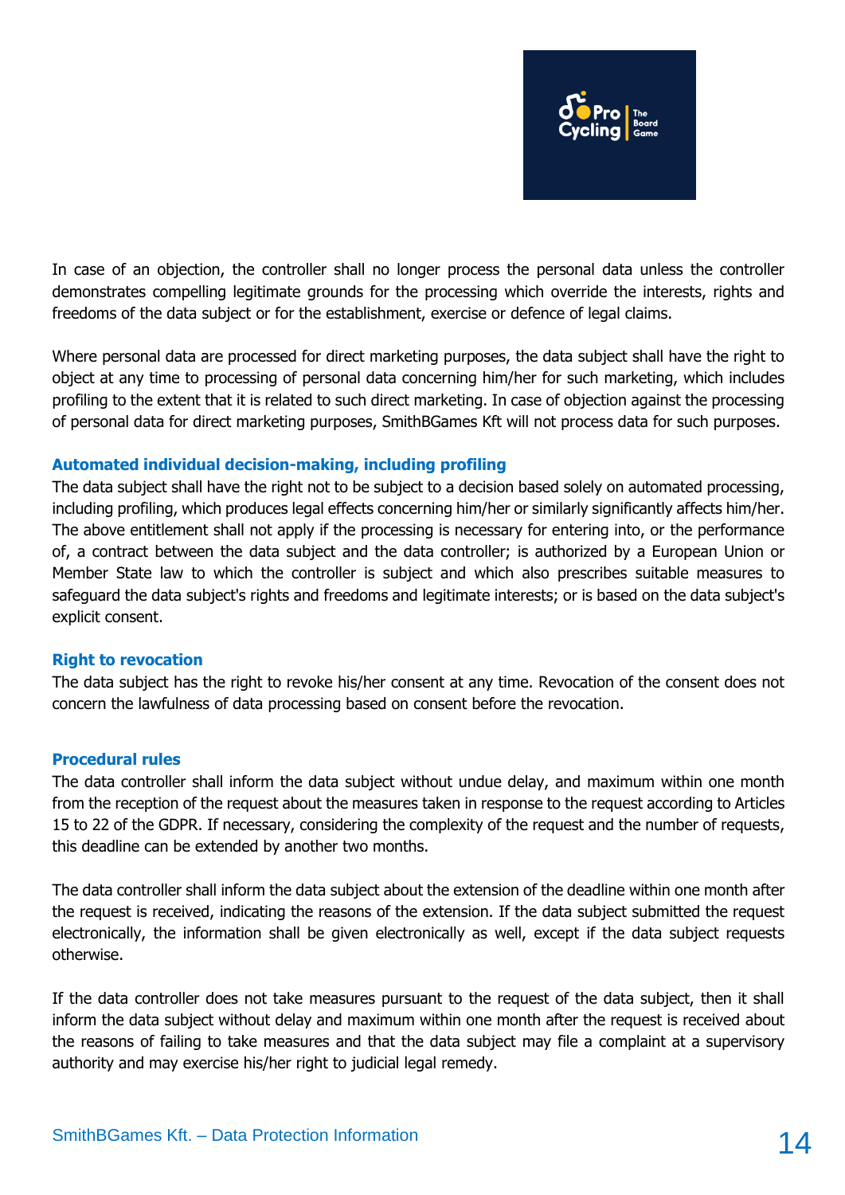In case of an objection, the controller shall no longer process the personal data unless the controller demonstrates compelling legitimate grounds for the processing which override the interests, rights and freedoms of the data subject or for the establishment, exercise or defence of legal claims.

Where personal data are processed for direct marketing purposes, the data subject shall have the right to object at any time to processing of personal data concerning him/her for such marketing, which includes profiling to the extent that it is related to such direct marketing. In case of objection against the processing of personal data for direct marketing purposes, SmithBGames Kft will not process data for such purposes.

### Automated individual decision-making, including profiling

The data subject shall have the right not to be subject to a decision based solely on automated processing, including profiling, which produces legal effects concerning him/her or similarly significantly affects him/her. The above entitlement shall not apply if the processing is necessary for entering into, or the performance of, a contract between the data subject and the data controller; is authorized by a European Union or Member State law to which the controller is subject and which also prescribes suitable measures to safeguard the data subject's rights and freedoms and legitimate interests; or is based on the data subject's explicit consent.

### Right to revocation

The data subject has the right to revoke his/her consent at any time. Revocation of the consent does not concern the lawfulness of data processing based on consent before the revocation.

### Procedural rules

The data controller shall inform the data subject without undue delay, and maximum within one month from the reception of the request about the measures taken in response to the request according to Articles 15 to 22 of the GDPR. If necessary, considering the complexity of the request and the number of requests, this deadline can be extended by another two months.

The data controller shall inform the data subject about the extension of the deadline within one month after the request is received, indicating the reasons of the extension. If the data subject submitted the request electronically, the information shall be given electronically as well, except if the data subject requests otherwise.

If the data controller does not take measures pursuant to the request of the data subject, then it shall inform the data subject without delay and maximum within one month after the request is received about the reasons of failing to take measures and that the data subject may file a complaint at a supervisory authority and may exercise his/her right to judicial legal remedy.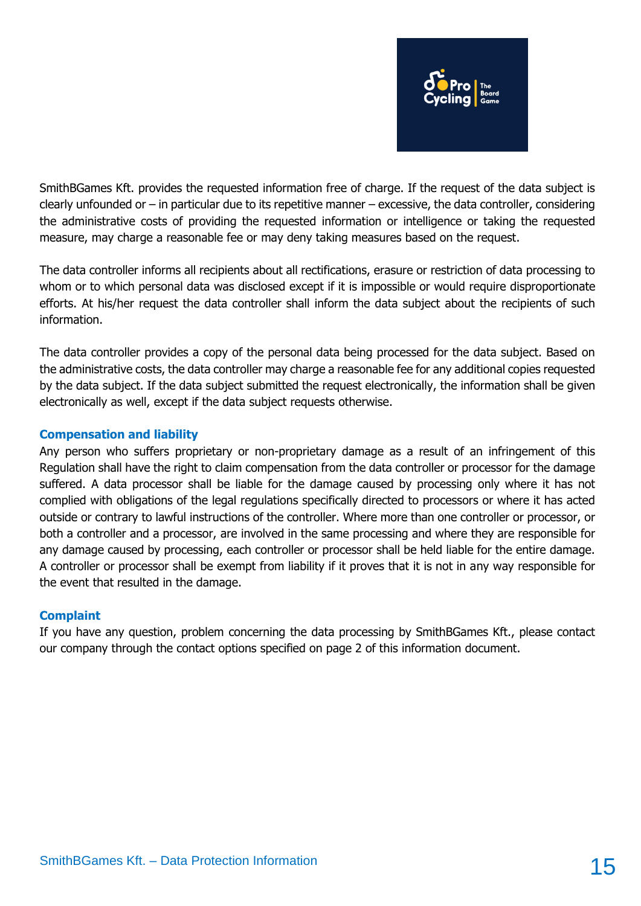SmithBGames Kft. provides the requested information free of charge. If the request of the data subject is clearly unfounded or – in particular due to its repetitive manner – excessive, the data controller, considering the administrative costs of providing the requested information or intelligence or taking the requested measure, may charge a reasonable fee or may deny taking measures based on the request.

The data controller informs all recipients about all rectifications, erasure or restriction of data processing to whom or to which personal data was disclosed except if it is impossible or would require disproportionate efforts. At his/her request the data controller shall inform the data subject about the recipients of such information.

The data controller provides a copy of the personal data being processed for the data subject. Based on the administrative costs, the data controller may charge a reasonable fee for any additional copies requested by the data subject. If the data subject submitted the request electronically, the information shall be given electronically as well, except if the data subject requests otherwise.

### Compensation and liability

Any person who suffers proprietary or non-proprietary damage as a result of an infringement of this Regulation shall have the right to claim compensation from the data controller or processor for the damage suffered. A data processor shall be liable for the damage caused by processing only where it has not complied with obligations of the legal regulations specifically directed to processors or where it has acted outside or contrary to lawful instructions of the controller. Where more than one controller or processor, or both a controller and a processor, are involved in the same processing and where they are responsible for any damage caused by processing, each controller or processor shall be held liable for the entire damage. A controller or processor shall be exempt from liability if it proves that it is not in any way responsible for the event that resulted in the damage.

### Complaint

If you have any question, problem concerning the data processing by SmithBGames Kft., please contact our company through the contact options specified on page 2 of this information document.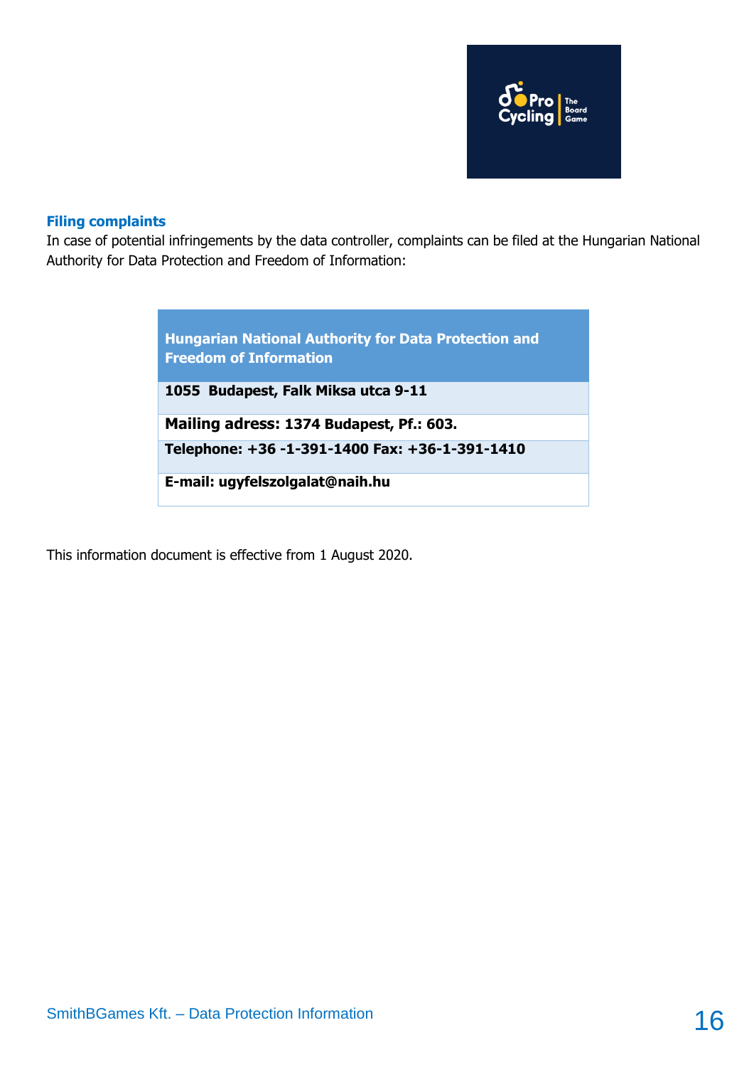### Filing complaints

In case of potential infringements by the data controller, complaints can be filed at the Hungarian National Authority for Data Protection and Freedom of Information:

| **Hungarian National Authority for Data Protection and Freedom of Information** |
|---|
| **1055  Budapest, Falk Miksa utca 9-11** |
| **Mailing adress: 1374 Budapest, Pf.: 603.** |
| **Telephone: +36 -1-391-1400 Fax: +36-1-391-1410** |
| **E-mail: ugyfelszolgalat@naih.hu** |

This information document is effective from 1 August 2020.